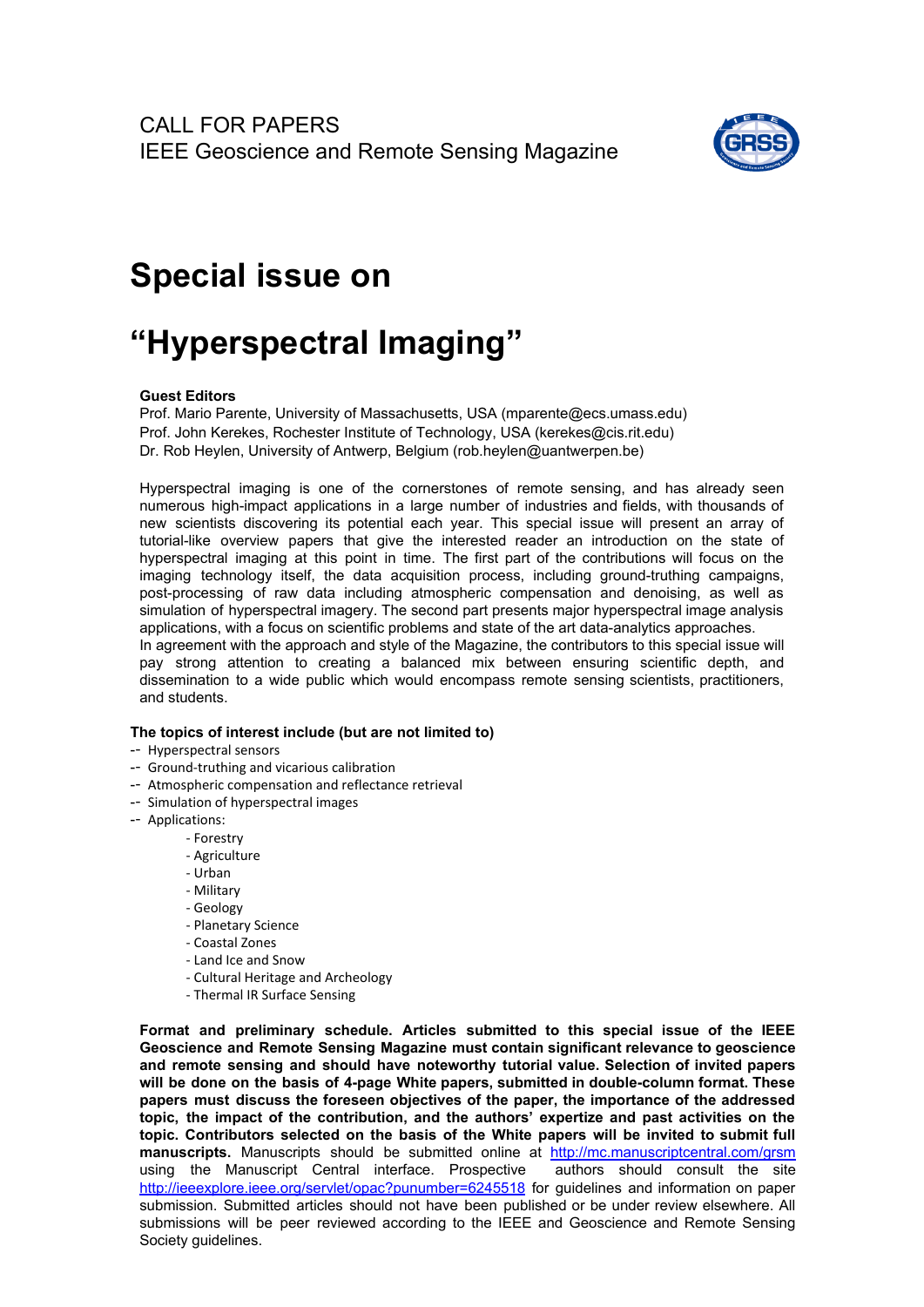CALL FOR PAPERS
IEEE Geoscience and Remote Sensing Magazine

# Special issue on

# "Hyperspectral Imaging"

**Guest Editors**
Prof. Mario Parente, University of Massachusetts, USA (mparente@ecs.umass.edu)
Prof. John Kerekes, Rochester Institute of Technology, USA (kerekes@cis.rit.edu)
Dr. Rob Heylen, University of Antwerp, Belgium (rob.heylen@uantwerpen.be)

Hyperspectral imaging is one of the cornerstones of remote sensing, and has already seen numerous high-impact applications in a large number of industries and fields, with thousands of new scientists discovering its potential each year. This special issue will present an array of tutorial-like overview papers that give the interested reader an introduction on the state of hyperspectral imaging at this point in time. The first part of the contributions will focus on the imaging technology itself, the data acquisition process, including ground-truthing campaigns, post-processing of raw data including atmospheric compensation and denoising, as well as simulation of hyperspectral imagery. The second part presents major hyperspectral image analysis applications, with a focus on scientific problems and state of the art data-analytics approaches.
In agreement with the approach and style of the Magazine, the contributors to this special issue will pay strong attention to creating a balanced mix between ensuring scientific depth, and dissemination to a wide public which would encompass remote sensing scientists, practitioners, and students.

**The topics of interest include (but are not limited to)**

-- Hyperspectral sensors
-- Ground-truthing and vicarious calibration
-- Atmospheric compensation and reflectance retrieval
-- Simulation of hyperspectral images
-- Applications:
  - Forestry
  - Agriculture
  - Urban
  - Military
  - Geology
  - Planetary Science
  - Coastal Zones
  - Land Ice and Snow
  - Cultural Heritage and Archeology
  - Thermal IR Surface Sensing

**Format and preliminary schedule. Articles submitted to this special issue of the IEEE Geoscience and Remote Sensing Magazine must contain significant relevance to geoscience and remote sensing and should have noteworthy tutorial value. Selection of invited papers will be done on the basis of 4-page White papers, submitted in double-column format. These papers must discuss the foreseen objectives of the paper, the importance of the addressed topic, the impact of the contribution, and the authors' expertize and past activities on the topic. Contributors selected on the basis of the White papers will be invited to submit full manuscripts.** Manuscripts should be submitted online at http://mc.manuscriptcentral.com/grsm using the Manuscript Central interface. Prospective authors should consult the site http://ieeexplore.ieee.org/servlet/opac?punumber=6245518 for guidelines and information on paper submission. Submitted articles should not have been published or be under review elsewhere. All submissions will be peer reviewed according to the IEEE and Geoscience and Remote Sensing Society guidelines.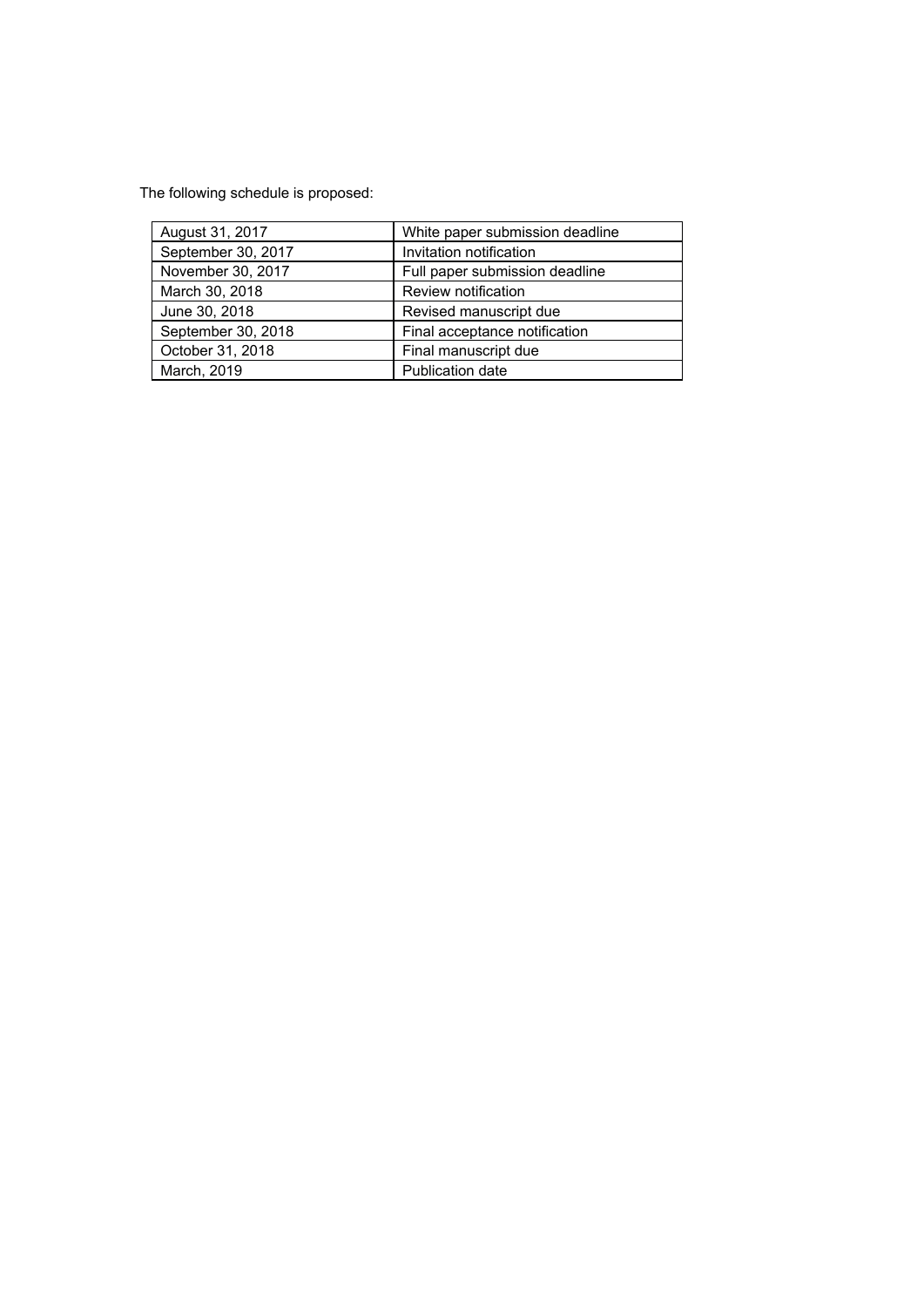The following schedule is proposed:

| | |
|---|---|
| August 31, 2017 | White paper submission deadline |
| September 30, 2017 | Invitation notification |
| November 30, 2017 | Full paper submission deadline |
| March 30, 2018 | Review notification |
| June 30, 2018 | Revised manuscript due |
| September 30, 2018 | Final acceptance notification |
| October 31, 2018 | Final manuscript due |
| March, 2019 | Publication date |